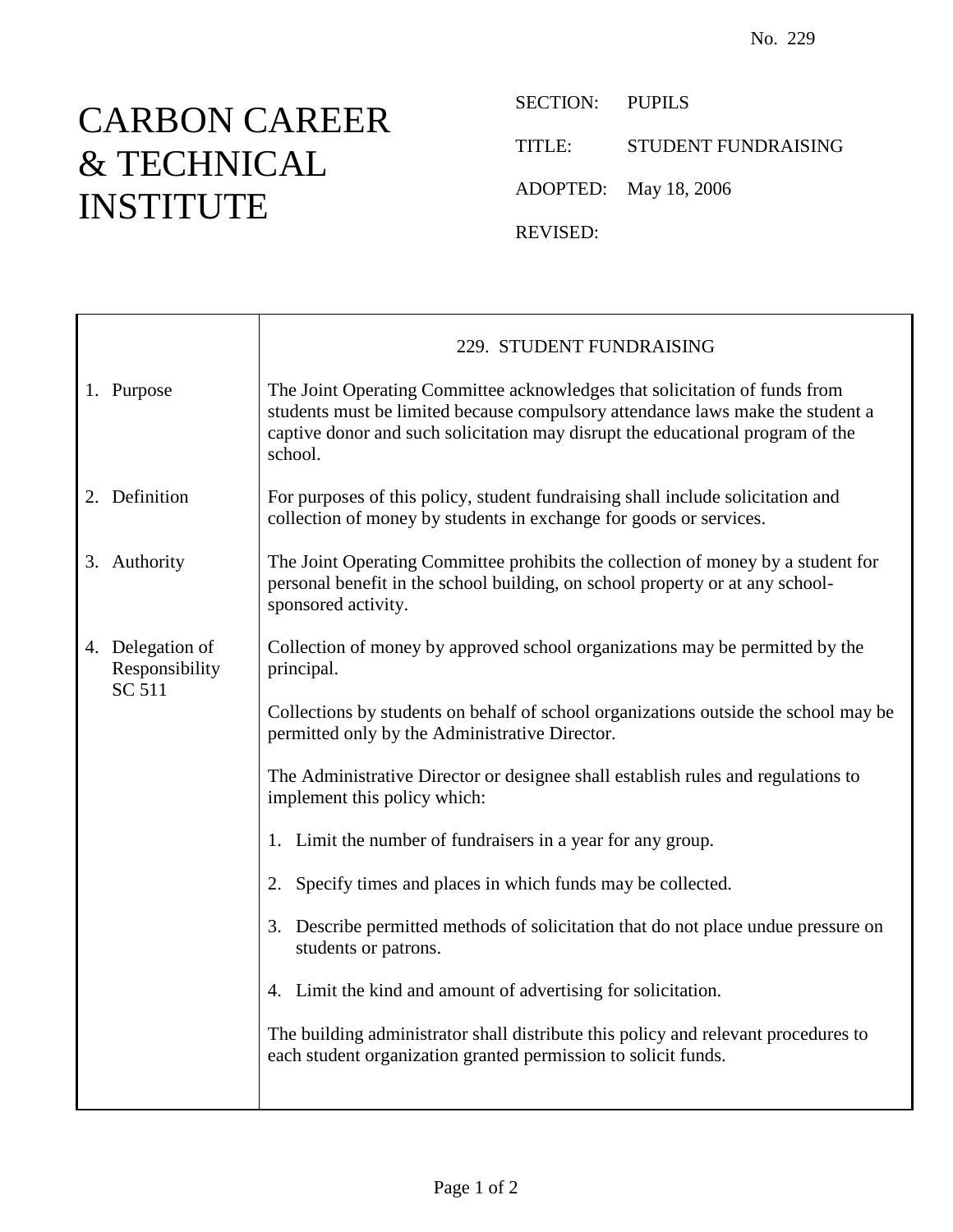No. 229

# CARBON CAREER & TECHNICAL INSTITUTE

SECTION: PUPILS

TITLE: STUDENT FUNDRAISING

ADOPTED: May 18, 2006

REVISED:

## 229. STUDENT FUNDRAISING

**1. Purpose**

The Joint Operating Committee acknowledges that solicitation of funds from students must be limited because compulsory attendance laws make the student a captive donor and such solicitation may disrupt the educational program of the school.

**2. Definition**

For purposes of this policy, student fundraising shall include solicitation and collection of money by students in exchange for goods or services.

**3. Authority**

The Joint Operating Committee prohibits the collection of money by a student for personal benefit in the school building, on school property or at any school-sponsored activity.

**4. Delegation of Responsibility**
SC 511

Collection of money by approved school organizations may be permitted by the principal.

Collections by students on behalf of school organizations outside the school may be permitted only by the Administrative Director.

The Administrative Director or designee shall establish rules and regulations to implement this policy which:

1. Limit the number of fundraisers in a year for any group.

2. Specify times and places in which funds may be collected.

3. Describe permitted methods of solicitation that do not place undue pressure on students or patrons.

4. Limit the kind and amount of advertising for solicitation.

The building administrator shall distribute this policy and relevant procedures to each student organization granted permission to solicit funds.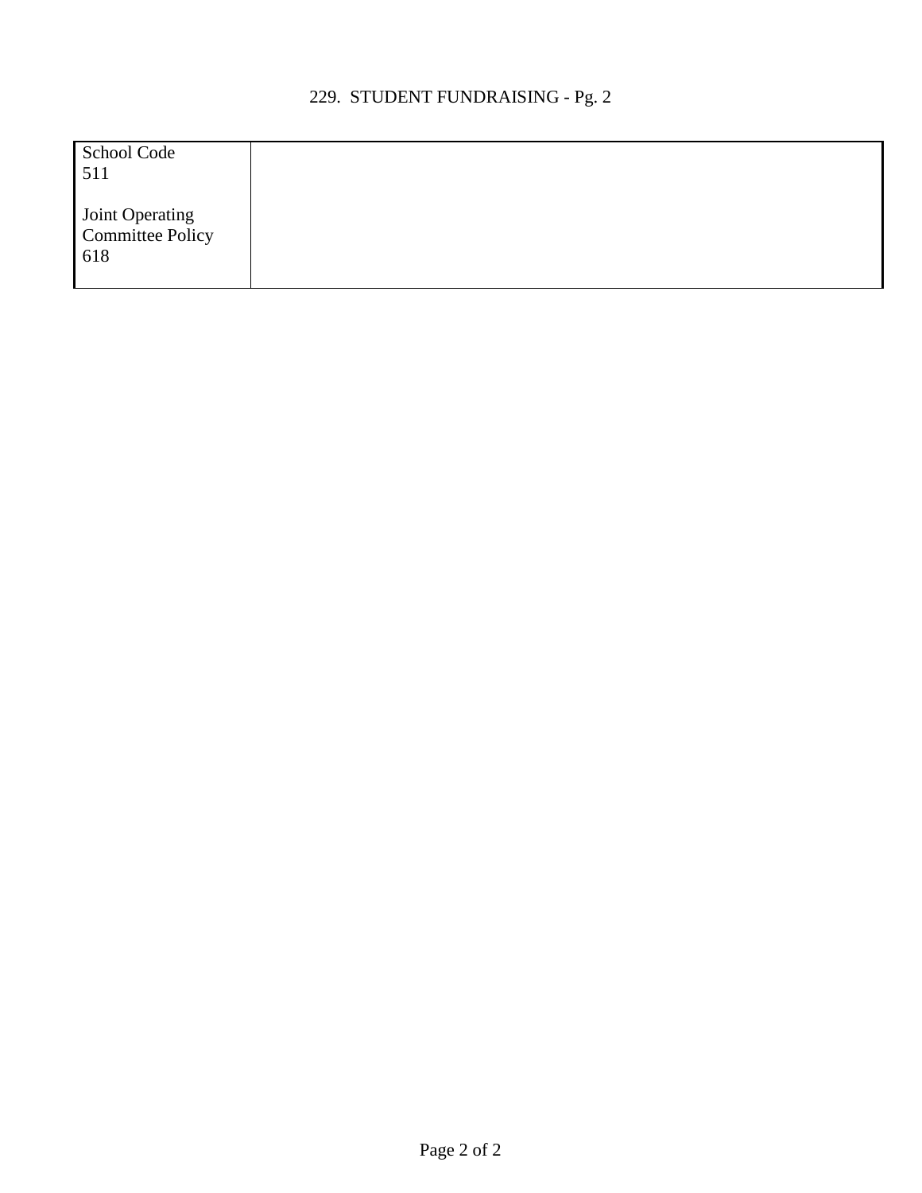229. STUDENT FUNDRAISING - Pg. 2

| | |
|---|---|
| School Code<br>511<br><br>Joint Operating Committee Policy<br>618 | |